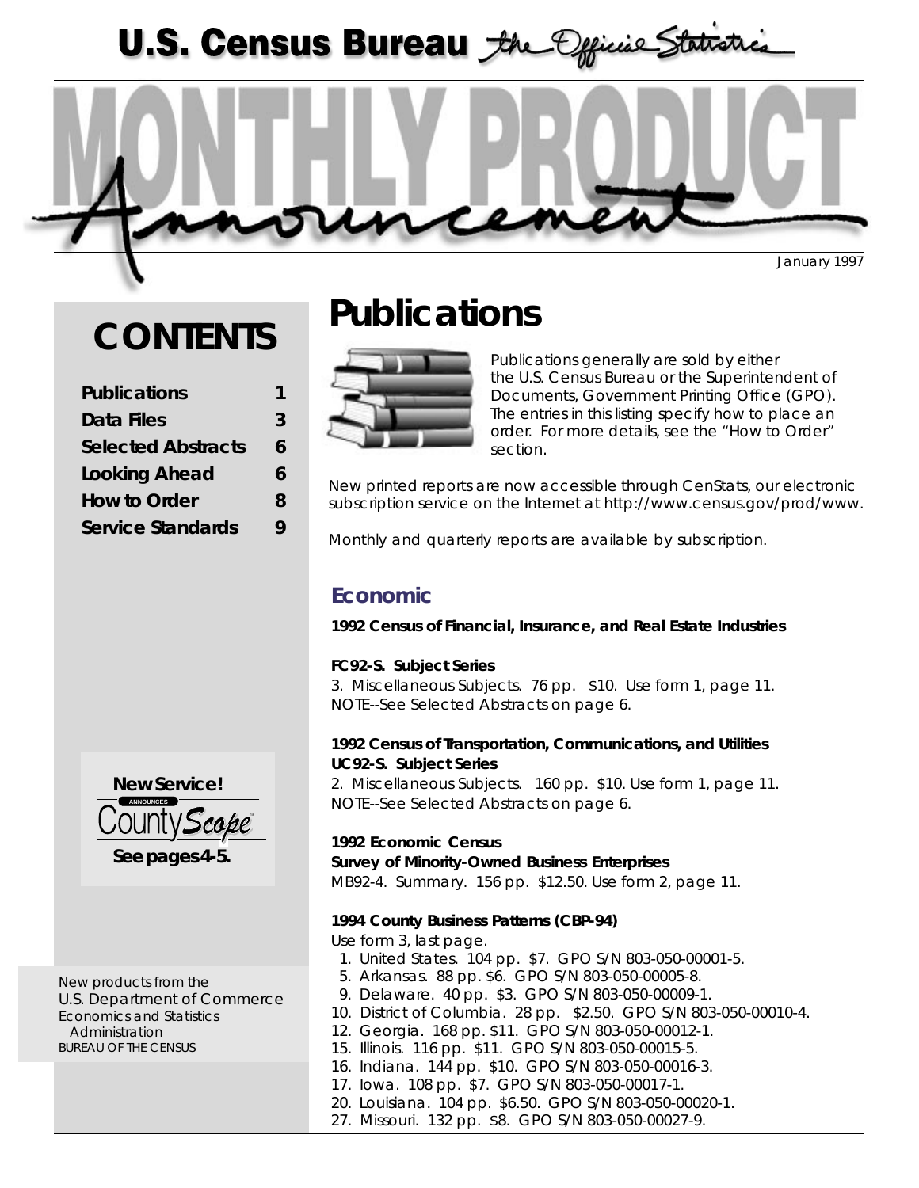# U.S. Census Bureau *the Official Statistics*

# MONTHLY PRODUCT Announcement

January 1997

## CONTENTS

| | |
|---|---|
| Publications | 1 |
| Data Files | 3 |
| Selected Abstracts | 6 |
| Looking Ahead | 6 |
| How to Order | 8 |
| Service Standards | 9 |

**New Service!**
ANNOUNCES CountyScope
**See pages 4-5.**

New products from the
U.S. Department of Commerce
Economics and Statistics Administration
BUREAU OF THE CENSUS

# Publications

Publications generally are sold by either the U.S. Census Bureau or the Superintendent of Documents, Government Printing Office (GPO). The entries in this listing specify how to place an order. For more details, see the "How to Order" section.

New printed reports are now accessible through CenStats, our electronic subscription service on the Internet at http://www.census.gov/prod/www.

Monthly and quarterly reports are available by subscription.

## Economic

**1992 Census of Financial, Insurance, and Real Estate Industries**

**FC92-S. Subject Series**
3. Miscellaneous Subjects. 76 pp. $10. Use form 1, page 11.
NOTE--See Selected Abstracts on page 6.

**1992 Census of Transportation, Communications, and Utilities**
**UC92-S. Subject Series**
2. Miscellaneous Subjects. 160 pp. $10. Use form 1, page 11.
NOTE--See Selected Abstracts on page 6.

**1992 Economic Census**
**Survey of Minority-Owned Business Enterprises**
MB92-4. Summary. 156 pp. $12.50. Use form 2, page 11.

**1994 County Business Patterns (CBP-94)**
Use form 3, last page.
1. United States. 104 pp. $7. GPO S/N 803-050-00001-5.
5. Arkansas. 88 pp. $6. GPO S/N 803-050-00005-8.
9. Delaware. 40 pp. $3. GPO S/N 803-050-00009-1.
10. District of Columbia. 28 pp. $2.50. GPO S/N 803-050-00010-4.
12. Georgia. 168 pp. $11. GPO S/N 803-050-00012-1.
15. Illinois. 116 pp. $11. GPO S/N 803-050-00015-5.
16. Indiana. 144 pp. $10. GPO S/N 803-050-00016-3.
17. Iowa. 108 pp. $7. GPO S/N 803-050-00017-1.
20. Louisiana. 104 pp. $6.50. GPO S/N 803-050-00020-1.
27. Missouri. 132 pp. $8. GPO S/N 803-050-00027-9.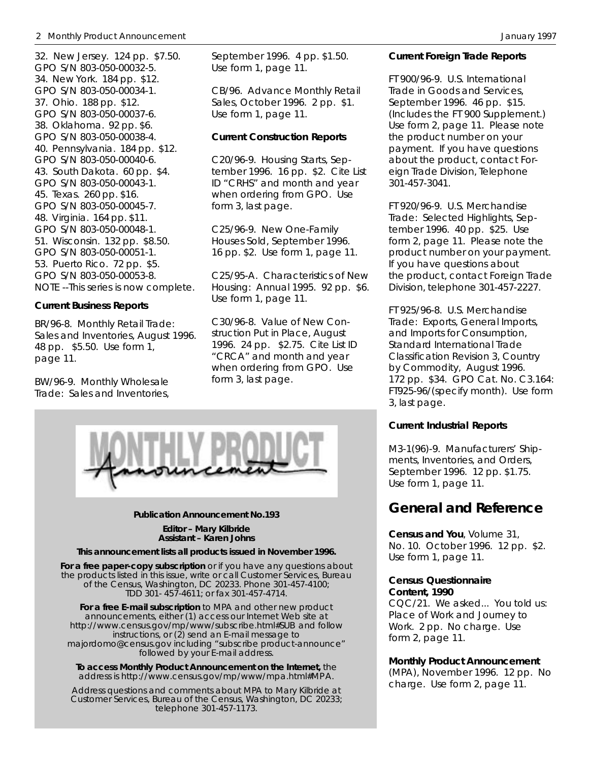32. New Jersey. 124 pp. $7.50.
GPO S/N 803-050-00032-5.
34. New York. 184 pp. $12.
GPO S/N 803-050-00034-1.
37. Ohio. 188 pp. $12.
GPO S/N 803-050-00037-6.
38. Oklahoma. 92 pp. $6.
GPO S/N 803-050-00038-4.
40. Pennsylvania. 184 pp. $12.
GPO S/N 803-050-00040-6.
43. South Dakota. 60 pp. $4.
GPO S/N 803-050-00043-1.
45. Texas. 260 pp. $16.
GPO S/N 803-050-00045-7.
48. Virginia. 164 pp. $11.
GPO S/N 803-050-00048-1.
51. Wisconsin. 132 pp. $8.50.
GPO S/N 803-050-00051-1.
53. Puerto Rico. 72 pp. $5.
GPO S/N 803-050-00053-8.
NOTE --This series is now complete.

**Current Business Reports**

BR/96-8. Monthly Retail Trade: Sales and Inventories, August 1996. 48 pp. $5.50. Use form 1, page 11.

BW/96-9. Monthly Wholesale Trade: Sales and Inventories, September 1996. 4 pp. $1.50. Use form 1, page 11.

CB/96. Advance Monthly Retail Sales, October 1996. 2 pp. $1. Use form 1, page 11.

**Current Construction Reports**

C20/96-9. Housing Starts, September 1996. 16 pp. $2. Cite List ID "CRHS" and month and year when ordering from GPO. Use form 3, last page.

C25/96-9. New One-Family Houses Sold, September 1996. 16 pp. $2. Use form 1, page 11.

C25/95-A. Characteristics of New Housing: Annual 1995. 92 pp. $6. Use form 1, page 11.

C30/96-8. Value of New Construction Put in Place, August 1996. 24 pp. $2.75. Cite List ID "CRCA" and month and year when ordering from GPO. Use form 3, last page.

**Current Foreign Trade Reports**

FT 900/96-9. U.S. International Trade in Goods and Services, September 1996. 46 pp. $15. (Includes the FT 900 Supplement.) Use form 2, page 11. Please note the product number on your payment. If you have questions about the product, contact Foreign Trade Division, Telephone 301-457-3041.

FT 920/96-9. U.S. Merchandise Trade: Selected Highlights, September 1996. 40 pp. $25. Use form 2, page 11. Please note the product number on your payment. If you have questions about the product, contact Foreign Trade Division, telephone 301-457-2227.

FT 925/96-8. U.S. Merchandise Trade: Exports, General Imports, and Imports for Consumption, Standard International Trade Classification Revision 3, Country by Commodity, August 1996. 172 pp. $34. GPO Cat. No. C3.164: FT925-96/(specify month). Use form 3, last page.

**Current Industrial Reports**

M3-1(96)-9. Manufacturers' Shipments, Inventories, and Orders, September 1996. 12 pp. $1.75. Use form 1, page 11.

## General and Reference

**Census and You**, Volume 31, No. 10. October 1996. 12 pp. $2. Use form 1, page 11.

**Census Questionnaire Content, 1990**
CQC/21. We asked... You told us: Place of Work and Journey to Work. 2 pp. No charge. Use form 2, page 11.

**Monthly Product Announcement** (MPA), November 1996. 12 pp. No charge. Use form 2, page 11.

---

MONTHLY PRODUCT Announcement

**Publication Announcement No.193**

**Editor – Mary Kilbride**
**Assistant – Karen Johns**

**This announcement lists all products issued in November 1996.**

**For a free paper-copy subscription** or if you have any questions about the products listed in this issue, write or call Customer Services, Bureau of the Census, Washington, DC 20233. Phone 301-457-4100; TDD 301- 457-4611; or fax 301-457-4714.

**For a free E-mail subscription** to MPA and other new product announcements, either (1) access our Internet Web site at http://www.census.gov/mp/www/subscribe.html#SUB and follow instructions, or (2) send an E-mail message to majordomo@census.gov including "subscribe product-announce" followed by your E-mail address.

**To access Monthly Product Announcement on the Internet,** the address is http://www.census.gov/mp/www/mpa.html#MPA.

Address questions and comments about MPA to Mary Kilbride at Customer Services, Bureau of the Census, Washington, DC 20233; telephone 301-457-1173.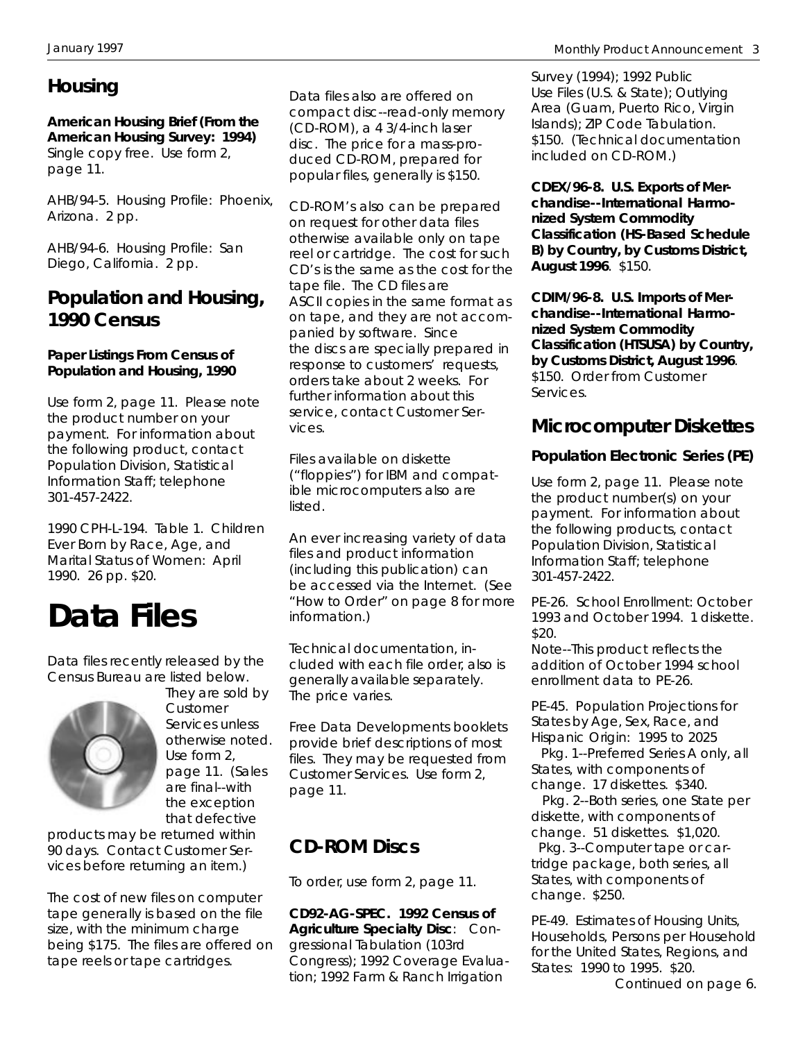## Housing

**American Housing Brief (From the American Housing Survey: 1994)**
Single copy free. Use form 2, page 11.

AHB/94-5. Housing Profile: Phoenix, Arizona. 2 pp.

AHB/94-6. Housing Profile: San Diego, California. 2 pp.

## Population and Housing, 1990 Census

**Paper Listings From Census of Population and Housing, 1990**

Use form 2, page 11. Please note the product number on your payment. For information about the following product, contact Population Division, Statistical Information Staff; telephone 301-457-2422.

1990 CPH-L-194. Table 1. Children Ever Born by Race, Age, and Marital Status of Women: April 1990. 26 pp. $20.

# Data Files

Data files recently released by the Census Bureau are listed below. They are sold by Customer Services unless otherwise noted. Use form 2, page 11. (Sales are final--with the exception that defective products may be returned within 90 days. Contact Customer Services before returning an item.)

The cost of new files on computer tape generally is based on the file size, with the minimum charge being $175. The files are offered on tape reels or tape cartridges.

Data files also are offered on compact disc--read-only memory (CD-ROM), a 4 3/4-inch laser disc. The price for a mass-produced CD-ROM, prepared for popular files, generally is $150.

CD-ROM's also can be prepared on request for other data files otherwise available only on tape reel or cartridge. The cost for such CD's is the same as the cost for the tape file. The CD files are ASCII copies in the same format as on tape, and they are not accompanied by software. Since the discs are specially prepared in response to customers' requests, orders take about 2 weeks. For further information about this service, contact Customer Services.

Files available on diskette ("floppies") for IBM and compatible microcomputers also are listed.

An ever increasing variety of data files and product information (including this publication) can be accessed via the Internet. (See "How to Order" on page 8 for more information.)

Technical documentation, included with each file order, also is generally available separately. The price varies.

Free Data Developments booklets provide brief descriptions of most files. They may be requested from Customer Services. Use form 2, page 11.

## CD-ROM Discs

To order, use form 2, page 11.

**CD92-AG-SPEC. 1992 Census of Agriculture Specialty Disc**: Congressional Tabulation (103rd Congress); 1992 Coverage Evaluation; 1992 Farm & Ranch Irrigation Survey (1994); 1992 Public Use Files (U.S. & State); Outlying Area (Guam, Puerto Rico, Virgin Islands); ZIP Code Tabulation. $150. (Technical documentation included on CD-ROM.)

**CDEX/96-8. U.S. Exports of Merchandise--International Harmonized System Commodity Classification (HS-Based Schedule B) by Country, by Customs District, August 1996**. $150.

**CDIM/96-8. U.S. Imports of Merchandise--International Harmonized System Commodity Classification (HTSUSA) by Country, by Customs District, August 1996**. $150. Order from Customer Services.

## Microcomputer Diskettes

**Population Electronic Series (PE)**

Use form 2, page 11. Please note the product number(s) on your payment. For information about the following products, contact Population Division, Statistical Information Staff; telephone 301-457-2422.

PE-26. School Enrollment: October 1993 and October 1994. 1 diskette. $20.
Note--This product reflects the addition of October 1994 school enrollment data to PE-26.

PE-45. Population Projections for States by Age, Sex, Race, and Hispanic Origin: 1995 to 2025
Pkg. 1--Preferred Series A only, all States, with components of change. 17 diskettes. $340.
Pkg. 2--Both series, one State per diskette, with components of change. 51 diskettes. $1,020.
Pkg. 3--Computer tape or cartridge package, both series, all States, with components of change. $250.

PE-49. Estimates of Housing Units, Households, Persons per Household for the United States, Regions, and States: 1990 to 1995. $20.

Continued on page 6.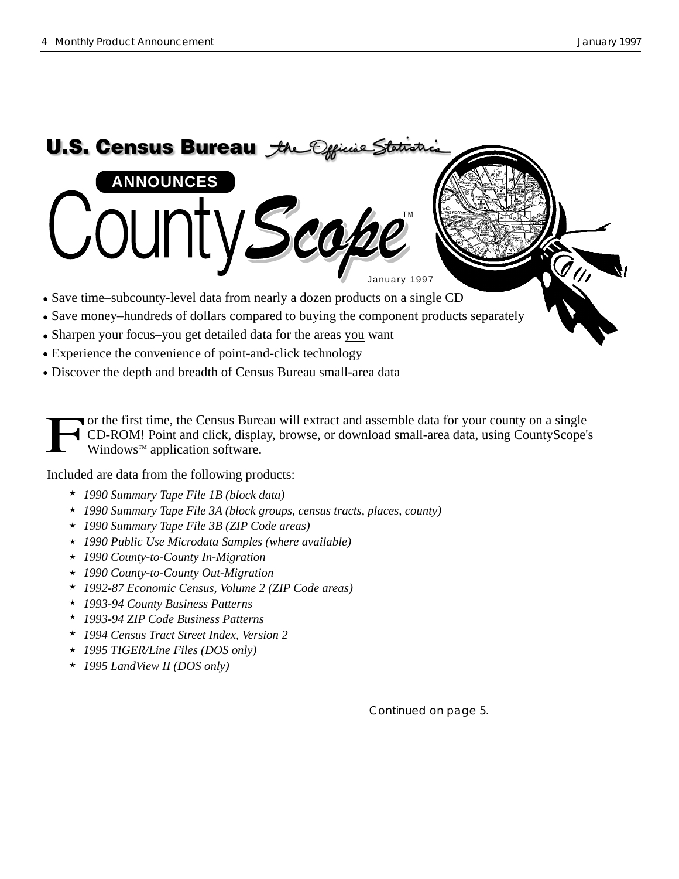# U.S. Census Bureau *the Official Statistics*

## ANNOUNCES

# CountyScope™

January 1997

- Save time–subcounty-level data from nearly a dozen products on a single CD
- Save money–hundreds of dollars compared to buying the component products separately
- Sharpen your focus–you get detailed data for the areas you want
- Experience the convenience of point-and-click technology
- Discover the depth and breadth of Census Bureau small-area data

For the first time, the Census Bureau will extract and assemble data for your county on a single CD-ROM! Point and click, display, browse, or download small-area data, using CountyScope's Windows™ application software.

Included are data from the following products:

- *1990 Summary Tape File 1B (block data)*
- *1990 Summary Tape File 3A (block groups, census tracts, places, county)*
- *1990 Summary Tape File 3B (ZIP Code areas)*
- *1990 Public Use Microdata Samples (where available)*
- *1990 County-to-County In-Migration*
- *1990 County-to-County Out-Migration*
- *1992-87 Economic Census, Volume 2 (ZIP Code areas)*
- *1993-94 County Business Patterns*
- *1993-94 ZIP Code Business Patterns*
- *1994 Census Tract Street Index, Version 2*
- *1995 TIGER/Line Files (DOS only)*
- *1995 LandView II (DOS only)*

Continued on page 5.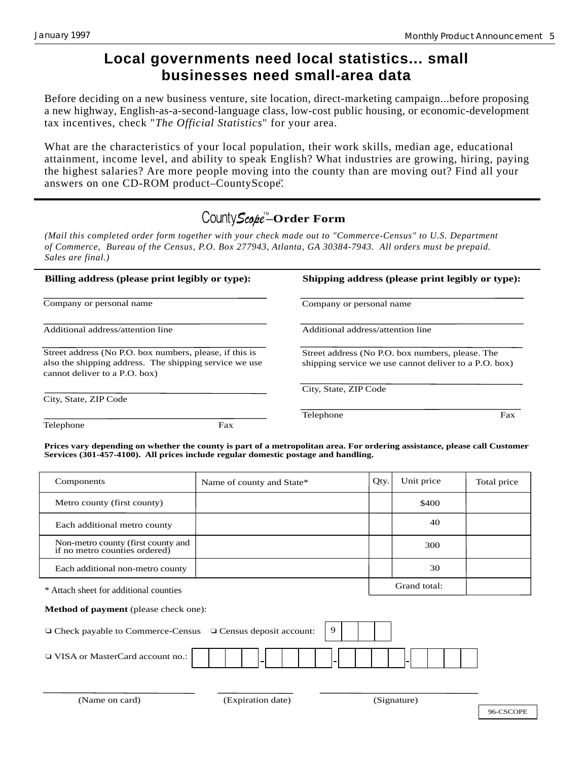# Local governments need local statistics... small businesses need small-area data

Before deciding on a new business venture, site location, direct-marketing campaign...before proposing a new highway, English-as-a-second-language class, low-cost public housing, or economic-development tax incentives, check "*The Official Statistics*" for your area.

What are the characteristics of your local population, their work skills, median age, educational attainment, income level, and ability to speak English? What industries are growing, hiring, paying the highest salaries? Are more people moving into the county than are moving out? Find all your answers on one CD-ROM product–CountyScope™.

---

## CountyScope™–Order Form

*(Mail this completed order form together with your check made out to "Commerce-Census" to U.S. Department of Commerce, Bureau of the Census, P.O. Box 277943, Atlanta, GA 30384-7943. All orders must be prepaid. Sales are final.)*

**Billing address (please print legibly or type):**

Company or personal name

Additional address/attention line

Street address (No P.O. box numbers, please, if this is also the shipping address. The shipping service we use cannot deliver to a P.O. box)

City, State, ZIP Code

Telephone Fax

**Shipping address (please print legibly or type):**

Company or personal name

Additional address/attention line

Street address (No P.O. box numbers, please. The shipping service we use cannot deliver to a P.O. box)

City, State, ZIP Code

Telephone Fax

**Prices vary depending on whether the county is part of a metropolitan area. For ordering assistance, please call Customer Services (301-457-4100). All prices include regular domestic postage and handling.**

| Components | Name of county and State* | Qty. | Unit price | Total price |
|---|---|---|---|---|
| Metro county (first county) | | | $400 | |
| Each additional metro county | | | 40 | |
| Non-metro county (first county and if no metro counties ordered) | | | 300 | |
| Each additional non-metro county | | | 30 | |
| | | | Grand total: | |

\* Attach sheet for additional counties

**Method of payment** (please check one):

❏ Check payable to Commerce-Census ❏ Census deposit account: 9

❏ VISA or MasterCard account no.: ____ - ____ - ____ - ____

(Name on card) (Expiration date) (Signature)

96-CSCOPE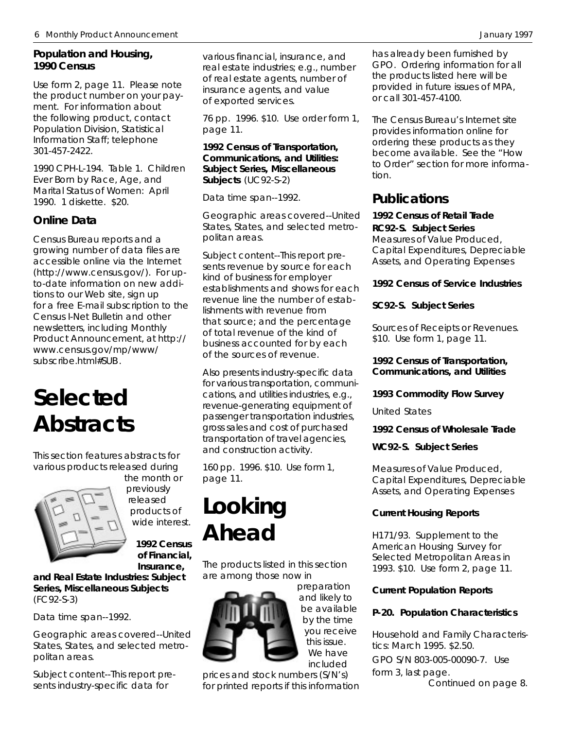### Population and Housing, 1990 Census

Use form 2, page 11. Please note the product number on your payment. For information about the following product, contact Population Division, Statistical Information Staff; telephone 301-457-2422.

1990 CPH-L-194. Table 1. Children Ever Born by Race, Age, and Marital Status of Women: April 1990. 1 diskette. $20.

## Online Data

Census Bureau reports and a growing number of data files are accessible online via the Internet (http://www.census.gov/). For up-to-date information on new additions to our Web site, sign up for a free E-mail subscription to the Census I-Net Bulletin and other newsletters, including Monthly Product Announcement, at http://www.census.gov/mp/www/subscribe.html#SUB.

# Selected Abstracts

This section features abstracts for various products released during the month or previously released products of wide interest.

**1992 Census of Financial, Insurance, and Real Estate Industries: Subject Series, Miscellaneous Subjects** (FC92-S-3)

Data time span--1992.

Geographic areas covered--United States, States, and selected metropolitan areas.

Subject content--This report presents industry-specific data for various financial, insurance, and real estate industries; e.g., number of real estate agents, number of insurance agents, and value of exported services.

76 pp. 1996. $10. Use order form 1, page 11.

**1992 Census of Transportation, Communications, and Utilities: Subject Series, Miscellaneous Subjects** (UC92-S-2)

Data time span--1992.

Geographic areas covered--United States, States, and selected metropolitan areas.

Subject content--This report presents revenue by source for each kind of business for employer establishments and shows for each revenue line the number of establishments with revenue from that source; and the percentage of total revenue of the kind of business accounted for by each of the sources of revenue.

Also presents industry-specific data for various transportation, communications, and utilities industries, e.g., revenue-generating equipment of passenger transportation industries, gross sales and cost of purchased transportation of travel agencies, and construction activity.

160 pp. 1996. $10. Use form 1, page 11.

# Looking Ahead

The products listed in this section are among those now in preparation and likely to be available by the time you receive this issue. We have included prices and stock numbers (S/N's) for printed reports if this information has already been furnished by GPO. Ordering information for all the products listed here will be provided in future issues of MPA, or call 301-457-4100.

The Census Bureau's Internet site provides information online for ordering these products as they become available. See the "How to Order" section for more information.

## Publications

**1992 Census of Retail Trade**

**RC92-S. Subject Series**
Measures of Value Produced, Capital Expenditures, Depreciable Assets, and Operating Expenses

**1992 Census of Service Industries**

**SC92-S. Subject Series**

Sources of Receipts or Revenues. $10. Use form 1, page 11.

**1992 Census of Transportation, Communications, and Utilities**

**1993 Commodity Flow Survey**

United States

**1992 Census of Wholesale Trade**

**WC92-S. Subject Series**

Measures of Value Produced, Capital Expenditures, Depreciable Assets, and Operating Expenses

**Current Housing Reports**

H171/93. Supplement to the American Housing Survey for Selected Metropolitan Areas in 1993. $10. Use form 2, page 11.

**Current Population Reports**

**P-20. Population Characteristics**

Household and Family Characteristics: March 1995. $2.50.
GPO S/N 803-005-00090-7. Use form 3, last page.

Continued on page 8.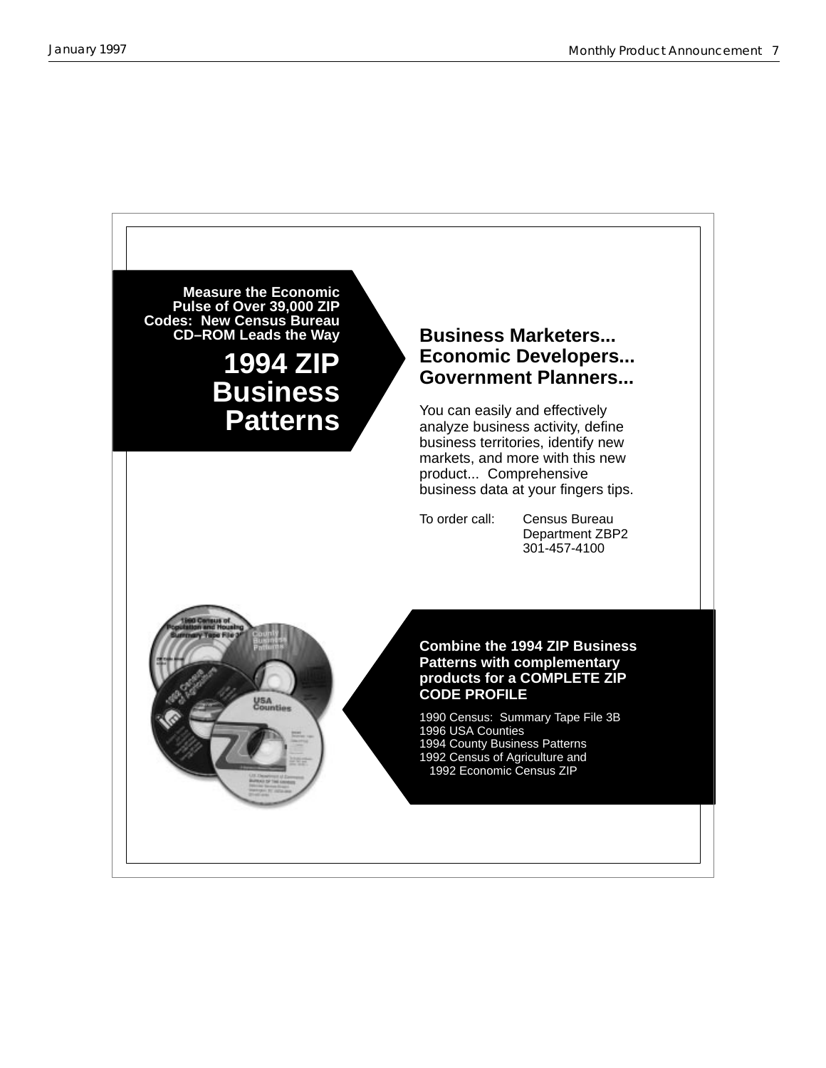**Measure the Economic Pulse of Over 39,000 ZIP Codes: New Census Bureau CD–ROM Leads the Way**

# 1994 ZIP Business Patterns

## Business Marketers... Economic Developers... Government Planners...

You can easily and effectively analyze business activity, define business territories, identify new markets, and more with this new product... Comprehensive business data at your fingers tips.

To order call: Census Bureau
Department ZBP2
301-457-4100

**Combine the 1994 ZIP Business Patterns with complementary products for a COMPLETE ZIP CODE PROFILE**

1990 Census: Summary Tape File 3B
1996 USA Counties
1994 County Business Patterns
1992 Census of Agriculture and
1992 Economic Census ZIP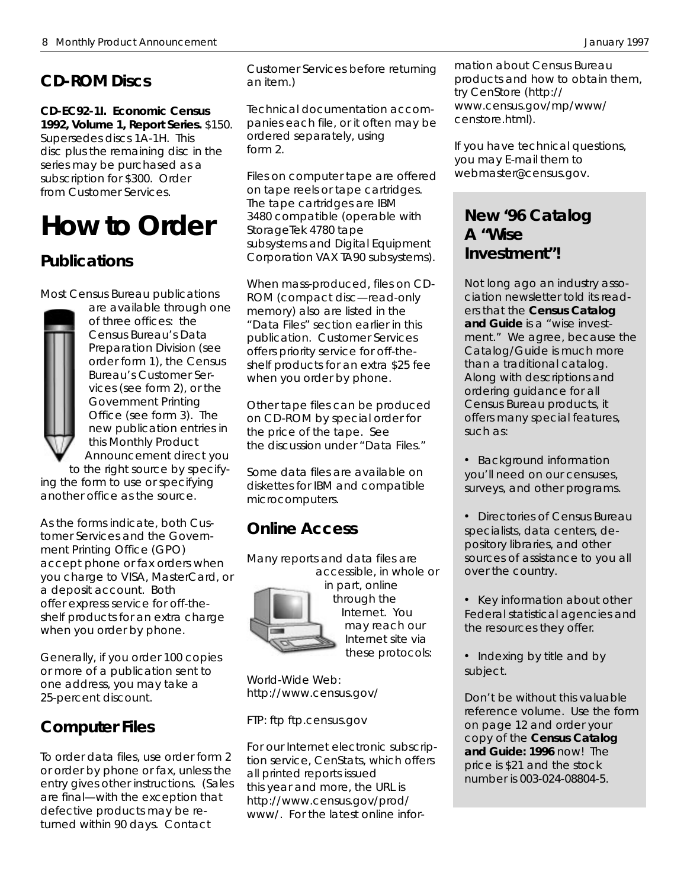## CD-ROM Discs

**CD-EC92-1I. Economic Census 1992, Volume 1, Report Series.** $150. Supersedes discs 1A-1H. This disc plus the remaining disc in the series may be purchased as a subscription for $300. Order from Customer Services.

# How to Order

## Publications

Most Census Bureau publications are available through one of three offices: the Census Bureau's Data Preparation Division (see order form 1), the Census Bureau's Customer Services (see form 2), or the Government Printing Office (see form 3). The new publication entries in this Monthly Product Announcement direct you to the right source by specifying the form to use or specifying another office as the source.

As the forms indicate, both Customer Services and the Government Printing Office (GPO) accept phone or fax orders when you charge to VISA, MasterCard, or a deposit account. Both offer express service for off-the-shelf products for an extra charge when you order by phone.

Generally, if you order 100 copies or more of a publication sent to one address, you may take a 25-percent discount.

## Computer Files

To order data files, use order form 2 or order by phone or fax, unless the entry gives other instructions. (Sales are final—with the exception that defective products may be returned within 90 days. Contact Customer Services before returning an item.)

Technical documentation accompanies each file, or it often may be ordered separately, using form 2.

Files on computer tape are offered on tape reels or tape cartridges. The tape cartridges are IBM 3480 compatible (operable with StorageTek 4780 tape subsystems and Digital Equipment Corporation VAX TA90 subsystems).

When mass-produced, files on CD-ROM (compact disc—read-only memory) also are listed in the "Data Files" section earlier in this publication. Customer Services offers priority service for off-the-shelf products for an extra $25 fee when you order by phone.

Other tape files can be produced on CD-ROM by special order for the price of the tape. See the discussion under "Data Files."

Some data files are available on diskettes for IBM and compatible microcomputers.

## Online Access

Many reports and data files are accessible, in whole or in part, online through the Internet. You may reach our Internet site via these protocols:

World-Wide Web: http://www.census.gov/

FTP: ftp ftp.census.gov

For our Internet electronic subscription service, CenStats, which offers all printed reports issued this year and more, the URL is http://www.census.gov/prod/www/. For the latest online information about Census Bureau products and how to obtain them, try CenStore (http://www.census.gov/mp/www/censtore.html).

If you have technical questions, you may E-mail them to webmaster@census.gov.

## New '96 Catalog A "Wise Investment"!

Not long ago an industry association newsletter told its readers that the **Census Catalog and Guide** is a "wise investment." We agree, because the Catalog/Guide is much more than a traditional catalog. Along with descriptions and ordering guidance for all Census Bureau products, it offers many special features, such as:

- Background information you'll need on our censuses, surveys, and other programs.
- Directories of Census Bureau specialists, data centers, depository libraries, and other sources of assistance to you all over the country.
- Key information about other Federal statistical agencies and the resources they offer.
- Indexing by title and by subject.

Don't be without this valuable reference volume. Use the form on page 12 and order your copy of the **Census Catalog and Guide: 1996** now! The price is $21 and the stock number is 003-024-08804-5.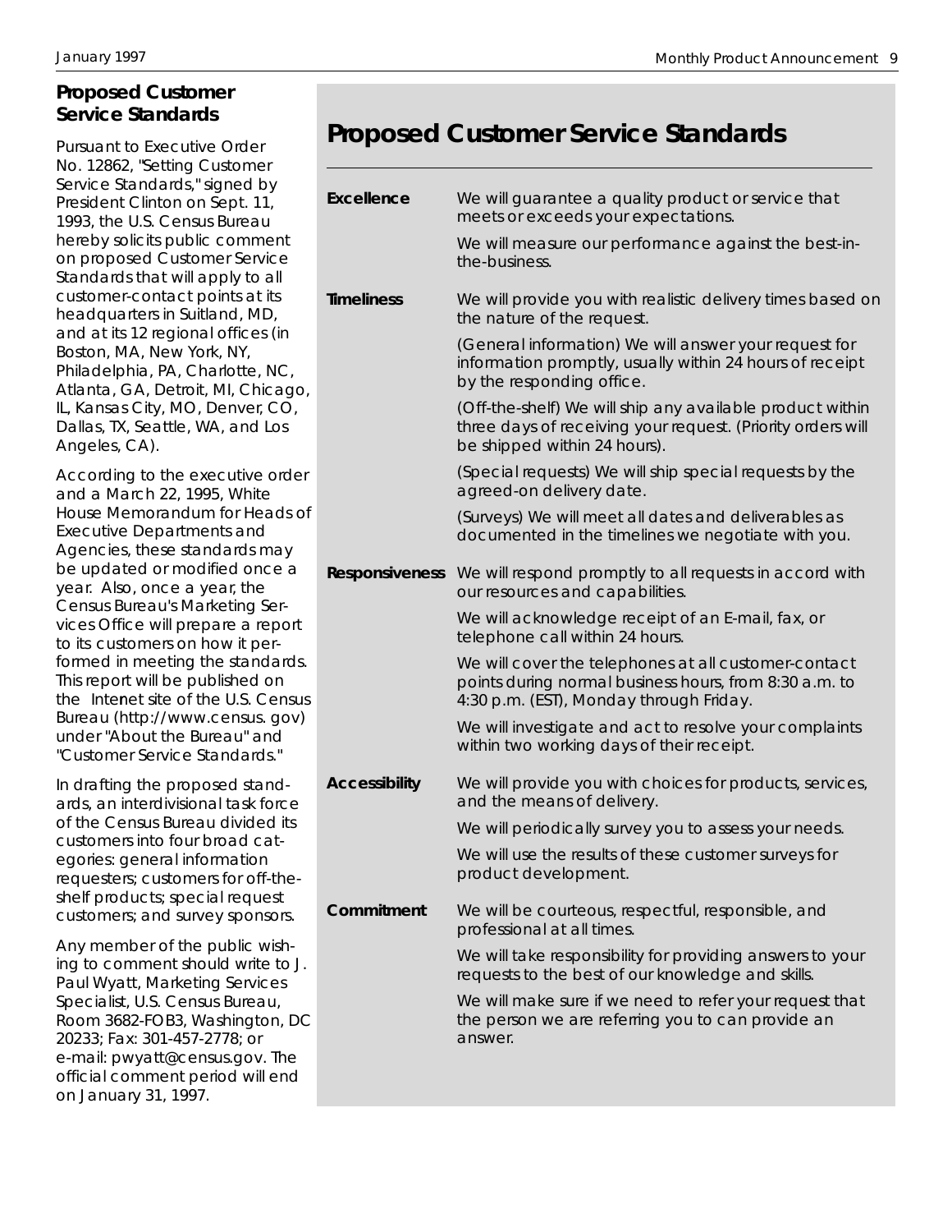## Proposed Customer Service Standards

Pursuant to Executive Order No. 12862, "Setting Customer Service Standards," signed by President Clinton on Sept. 11, 1993, the U.S. Census Bureau hereby solicits public comment on proposed Customer Service Standards that will apply to all customer-contact points at its headquarters in Suitland, MD, and at its 12 regional offices (in Boston, MA, New York, NY, Philadelphia, PA, Charlotte, NC, Atlanta, GA, Detroit, MI, Chicago, IL, Kansas City, MO, Denver, CO, Dallas, TX, Seattle, WA, and Los Angeles, CA).

According to the executive order and a March 22, 1995, White House Memorandum for Heads of Executive Departments and Agencies, these standards may be updated or modified once a year. Also, once a year, the Census Bureau's Marketing Services Office will prepare a report to its customers on how it performed in meeting the standards. This report will be published on the Internet site of the U.S. Census Bureau (http://www.census. gov) under "About the Bureau" and "Customer Service Standards."

In drafting the proposed standards, an interdivisional task force of the Census Bureau divided its customers into four broad categories: general information requesters; customers for off-the-shelf products; special request customers; and survey sponsors.

Any member of the public wishing to comment should write to J. Paul Wyatt, Marketing Services Specialist, U.S. Census Bureau, Room 3682-FOB3, Washington, DC 20233; Fax: 301-457-2778; or e-mail: pwyatt@census.gov. The official comment period will end on January 31, 1997.

## Proposed Customer Service Standards

**Excellence**

We will guarantee a quality product or service that meets or exceeds your expectations.

We will measure our performance against the best-in-the-business.

**Timeliness**

We will provide you with realistic delivery times based on the nature of the request.

(General information) We will answer your request for information promptly, usually within 24 hours of receipt by the responding office.

(Off-the-shelf) We will ship any available product within three days of receiving your request. (Priority orders will be shipped within 24 hours).

(Special requests) We will ship special requests by the agreed-on delivery date.

(Surveys) We will meet all dates and deliverables as documented in the timelines we negotiate with you.

**Responsiveness**

We will respond promptly to all requests in accord with our resources and capabilities.

We will acknowledge receipt of an E-mail, fax, or telephone call within 24 hours.

We will cover the telephones at all customer-contact points during normal business hours, from 8:30 a.m. to 4:30 p.m. (EST), Monday through Friday.

We will investigate and act to resolve your complaints within two working days of their receipt.

**Accessibility**

We will provide you with choices for products, services, and the means of delivery.

We will periodically survey you to assess your needs.

We will use the results of these customer surveys for product development.

**Commitment**

We will be courteous, respectful, responsible, and professional at all times.

We will take responsibility for providing answers to your requests to the best of our knowledge and skills.

We will make sure if we need to refer your request that the person we are referring you to can provide an answer.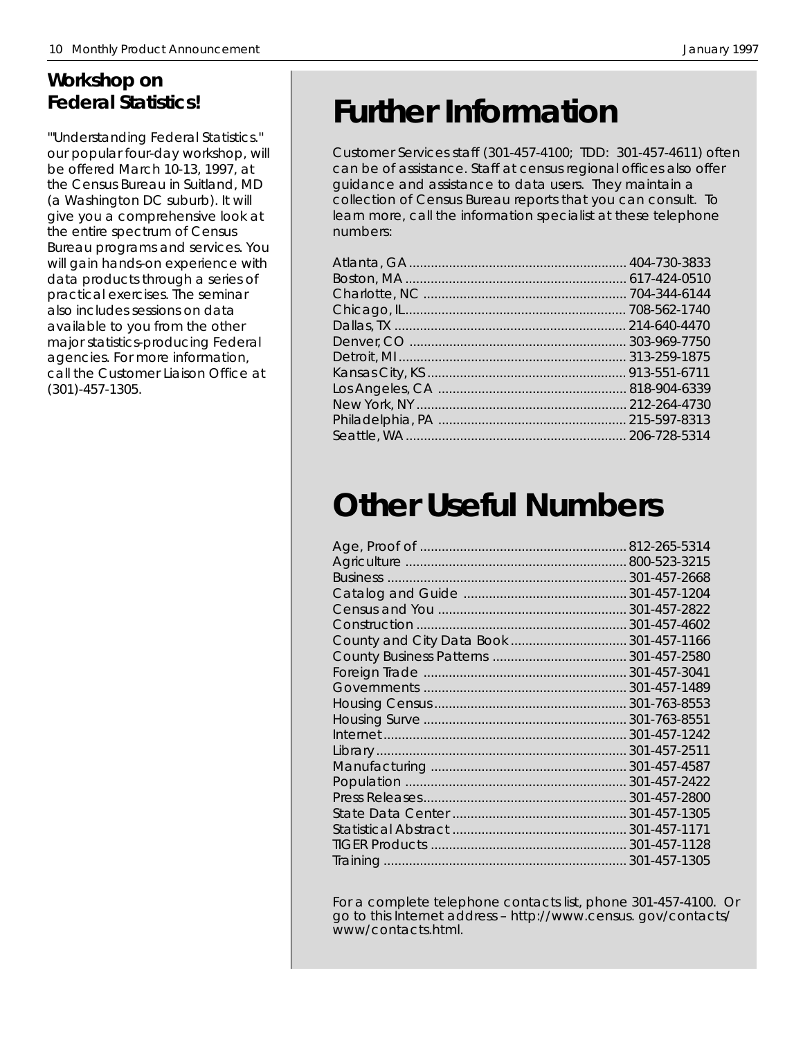## Workshop on Federal Statistics!

"'Understanding Federal Statistics." our popular four-day workshop, will be offered March 10-13, 1997, at the Census Bureau in Suitland, MD (a Washington DC suburb). It will give you a comprehensive look at the entire spectrum of Census Bureau programs and services. You will gain hands-on experience with data products through a series of practical exercises. The seminar also includes sessions on data available to you from the other major statistics-producing Federal agencies. For more information, call the Customer Liaison Office at (301)-457-1305.

# Further Information

Customer Services staff (301-457-4100; TDD: 301-457-4611) often can be of assistance. Staff at census regional offices also offer guidance and assistance to data users. They maintain a collection of Census Bureau reports that you can consult. To learn more, call the information specialist at these telephone numbers:

| | |
|---|---|
| Atlanta, GA | 404-730-3833 |
| Boston, MA | 617-424-0510 |
| Charlotte, NC | 704-344-6144 |
| Chicago, IL | 708-562-1740 |
| Dallas, TX | 214-640-4470 |
| Denver, CO | 303-969-7750 |
| Detroit, MI | 313-259-1875 |
| Kansas City, KS | 913-551-6711 |
| Los Angeles, CA | 818-904-6339 |
| New York, NY | 212-264-4730 |
| Philadelphia, PA | 215-597-8313 |
| Seattle, WA | 206-728-5314 |

# Other Useful Numbers

| | |
|---|---|
| Age, Proof of | 812-265-5314 |
| Agriculture | 800-523-3215 |
| Business | 301-457-2668 |
| Catalog and Guide | 301-457-1204 |
| Census and You | 301-457-2822 |
| Construction | 301-457-4602 |
| County and City Data Book | 301-457-1166 |
| County Business Patterns | 301-457-2580 |
| Foreign Trade | 301-457-3041 |
| Governments | 301-457-1489 |
| Housing Census | 301-763-8553 |
| Housing Surve | 301-763-8551 |
| Internet | 301-457-1242 |
| Library | 301-457-2511 |
| Manufacturing | 301-457-4587 |
| Population | 301-457-2422 |
| Press Releases | 301-457-2800 |
| State Data Center | 301-457-1305 |
| Statistical Abstract | 301-457-1171 |
| TIGER Products | 301-457-1128 |
| Training | 301-457-1305 |

For a complete telephone contacts list, phone 301-457-4100. Or go to this Internet address – http://www.census. gov/contacts/ www/contacts.html.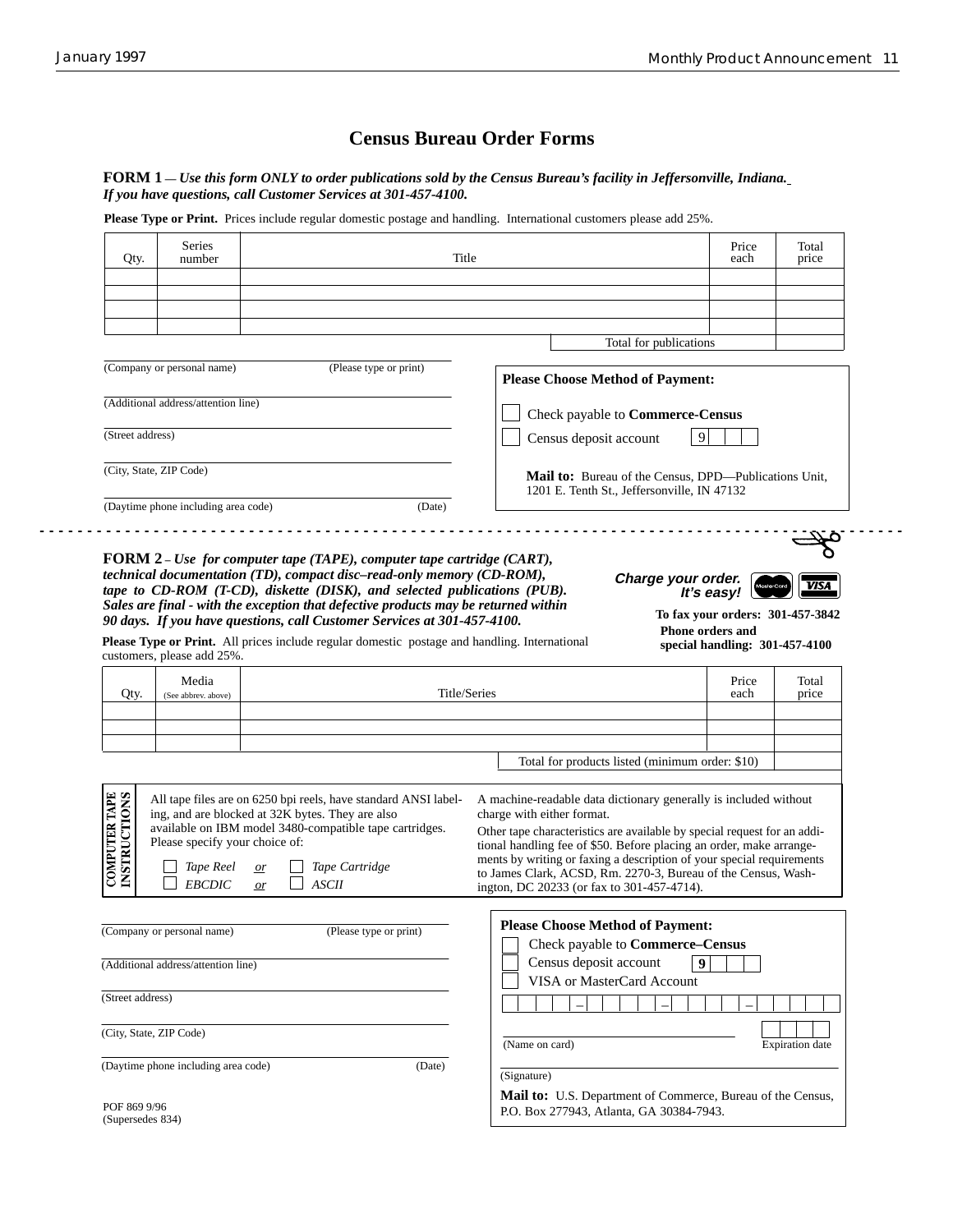# Census Bureau Order Forms

**FORM 1** — ***Use this form ONLY to order publications sold by the Census Bureau's facility in Jeffersonville, Indiana. If you have questions, call Customer Services at 301-457-4100.***

**Please Type or Print.** Prices include regular domestic postage and handling. International customers please add 25%.

| Qty. | Series number | Title | Price each | Total price |
|---|---|---|---|---|
| | | | | |
| | | | | |
| | | | | |
| | | | | |
| | | Total for publications | | |

(Company or personal name) (Please type or print)

(Additional address/attention line)

(Street address)

(City, State, ZIP Code)

(Daytime phone including area code) (Date)

**Please Choose Method of Payment:**

- ☐ Check payable to **Commerce-Census**
- ☐ Census deposit account 9

**Mail to:** Bureau of the Census, DPD—Publications Unit, 1201 E. Tenth St., Jeffersonville, IN 47132

---

**FORM 2** – ***Use for computer tape (TAPE), computer tape cartridge (CART), technical documentation (TD), compact disc–read-only memory (CD-ROM), tape to CD-ROM (T-CD), diskette (DISK), and selected publications (PUB). Sales are final - with the exception that defective products may be returned within 90 days. If you have questions, call Customer Services at 301-457-4100.***

***Charge your order. It's easy!***

**To fax your orders: 301-457-3842**

**Phone orders and special handling: 301-457-4100**

**Please Type or Print.** All prices include regular domestic postage and handling. International customers, please add 25%.

| Qty. | Media (See abbrev. above) | Title/Series | Price each | Total price |
|---|---|---|---|---|
| | | | | |
| | | | | |
| | | | | |
| | | Total for products listed (minimum order: $10) | | |

**COMPUTER TAPE INSTRUCTIONS**

All tape files are on 6250 bpi reels, have standard ANSI labeling, and are blocked at 32K bytes. They are also available on IBM model 3480-compatible tape cartridges. Please specify your choice of:

- ☐ *Tape Reel* *or* ☐ *Tape Cartridge*
- ☐ *EBCDIC* *or* ☐ *ASCII*

A machine-readable data dictionary generally is included without charge with either format.

Other tape characteristics are available by special request for an additional handling fee of $50. Before placing an order, make arrangements by writing or faxing a description of your special requirements to James Clark, ACSD, Rm. 2270-3, Bureau of the Census, Washington, DC 20233 (or fax to 301-457-4714).

(Company or personal name) (Please type or print)

(Additional address/attention line)

(Street address)

(City, State, ZIP Code)

(Daytime phone including area code) (Date)

**Please Choose Method of Payment:**

- ☐ Check payable to **Commerce–Census**
- ☐ Census deposit account **9**
- ☐ VISA or MasterCard Account

(Name on card) Expiration date

(Signature)

**Mail to:** U.S. Department of Commerce, Bureau of the Census, P.O. Box 277943, Atlanta, GA 30384-7943.

POF 869 9/96
(Supersedes 834)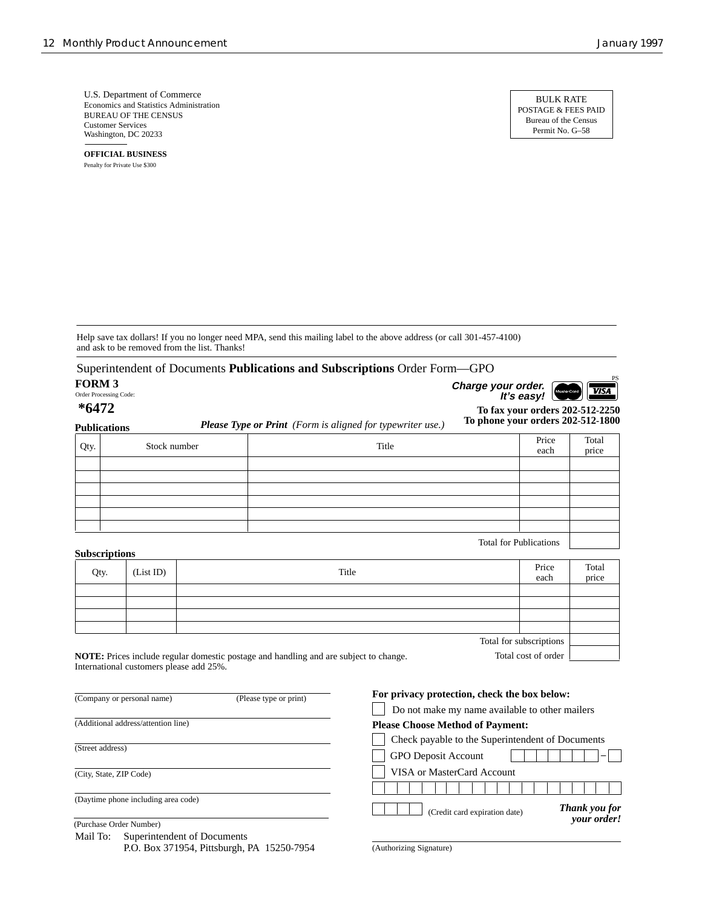U.S. Department of Commerce
Economics and Statistics Administration
BUREAU OF THE CENSUS
Customer Services
Washington, DC 20233

**OFFICIAL BUSINESS**
Penalty for Private Use $300

BULK RATE
POSTAGE & FEES PAID
Bureau of the Census
Permit No. G–58

Help save tax dollars! If you no longer need MPA, send this mailing label to the above address (or call 301-457-4100) and ask to be removed from the list. Thanks!

Superintendent of Documents **Publications and Subscriptions** Order Form—GPO

PS

**FORM 3**
Order Processing Code:
**\*6472**

***Charge your order. It's easy!***

**To fax your orders 202-512-2250**
**To phone your orders 202-512-1800**

***Please Type or Print*** *(Form is aligned for typewriter use.)*

**Publications**

| Qty. | Stock number | Title | Price each | Total price |
|---|---|---|---|---|
| | | | | |
| | | | | |
| | | | | |
| | | | | |
| | | | | |
| | | | | |
| | | | Total for Publications | |

**Subscriptions**

| Qty. | (List ID) | Title | Price each | Total price |
|---|---|---|---|---|
| | | | | |
| | | | | |
| | | | | |
| | | | | |
| | | | Total for subscriptions | |
| | | | Total cost of order | |

**NOTE:** Prices include regular domestic postage and handling and are subject to change. International customers please add 25%.

(Company or personal name) (Please type or print)

(Additional address/attention line)

(Street address)

(City, State, ZIP Code)

(Daytime phone including area code)

(Purchase Order Number)

Mail To: Superintendent of Documents
P.O. Box 371954, Pittsburgh, PA 15250-7954

**For privacy protection, check the box below:**

☐ Do not make my name available to other mailers

**Please Choose Method of Payment:**

☐ Check payable to the Superintendent of Documents

☐ GPO Deposit Account ☐☐☐☐☐☐☐ – ☐

☐ VISA or MasterCard Account

(Credit card expiration date)

***Thank you for your order!***

(Authorizing Signature)